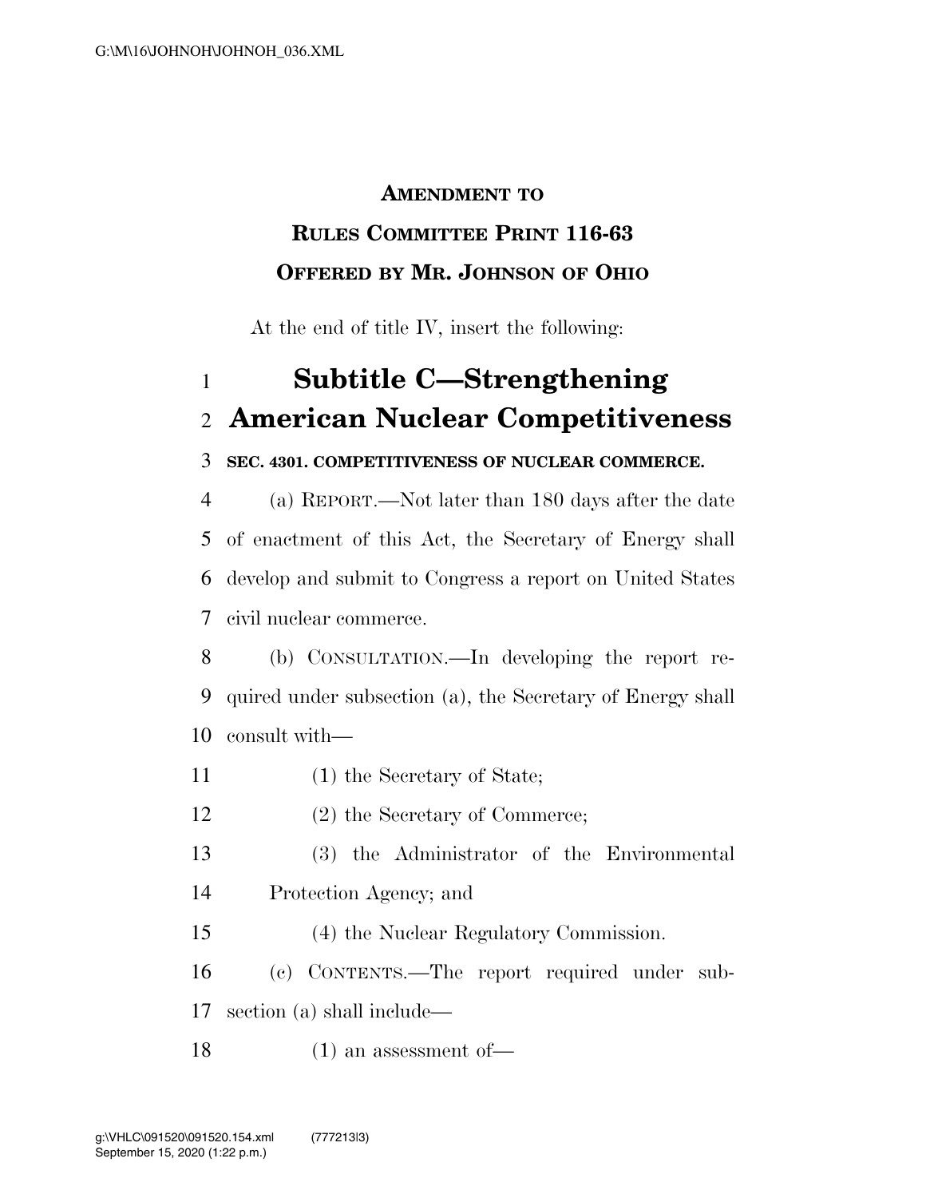**AMENDMENT TO**

**RULES COMMITTEE PRINT 116-63**

**OFFERED BY MR. JOHNSON OF OHIO**

At the end of title IV, insert the following:

# Subtitle C—Strengthening American Nuclear Competitiveness

**SEC. 4301. COMPETITIVENESS OF NUCLEAR COMMERCE.**

(a) REPORT.—Not later than 180 days after the date of enactment of this Act, the Secretary of Energy shall develop and submit to Congress a report on United States civil nuclear commerce.

(b) CONSULTATION.—In developing the report required under subsection (a), the Secretary of Energy shall consult with—

(1) the Secretary of State;

(2) the Secretary of Commerce;

(3) the Administrator of the Environmental Protection Agency; and

(4) the Nuclear Regulatory Commission.

(c) CONTENTS.—The report required under subsection (a) shall include—

(1) an assessment of—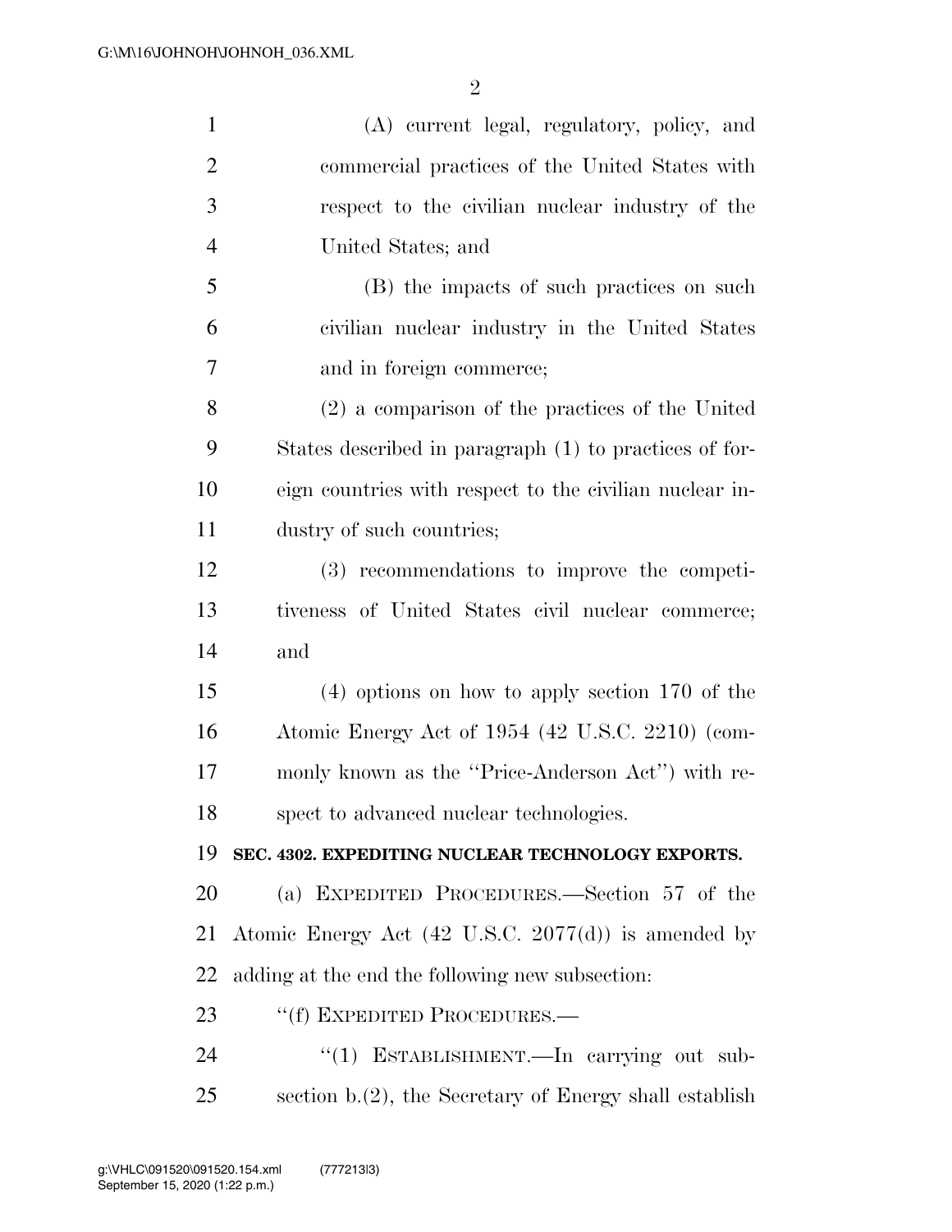(A) current legal, regulatory, policy, and commercial practices of the United States with respect to the civilian nuclear industry of the United States; and

(B) the impacts of such practices on such civilian nuclear industry in the United States and in foreign commerce;

(2) a comparison of the practices of the United States described in paragraph (1) to practices of foreign countries with respect to the civilian nuclear industry of such countries;

(3) recommendations to improve the competitiveness of United States civil nuclear commerce; and

(4) options on how to apply section 170 of the Atomic Energy Act of 1954 (42 U.S.C. 2210) (commonly known as the ''Price-Anderson Act'') with respect to advanced nuclear technologies.

**SEC. 4302. EXPEDITING NUCLEAR TECHNOLOGY EXPORTS.**

(a) EXPEDITED PROCEDURES.—Section 57 of the Atomic Energy Act (42 U.S.C. 2077(d)) is amended by adding at the end the following new subsection:

''(f) EXPEDITED PROCEDURES.—

''(1) ESTABLISHMENT.—In carrying out subsection b.(2), the Secretary of Energy shall establish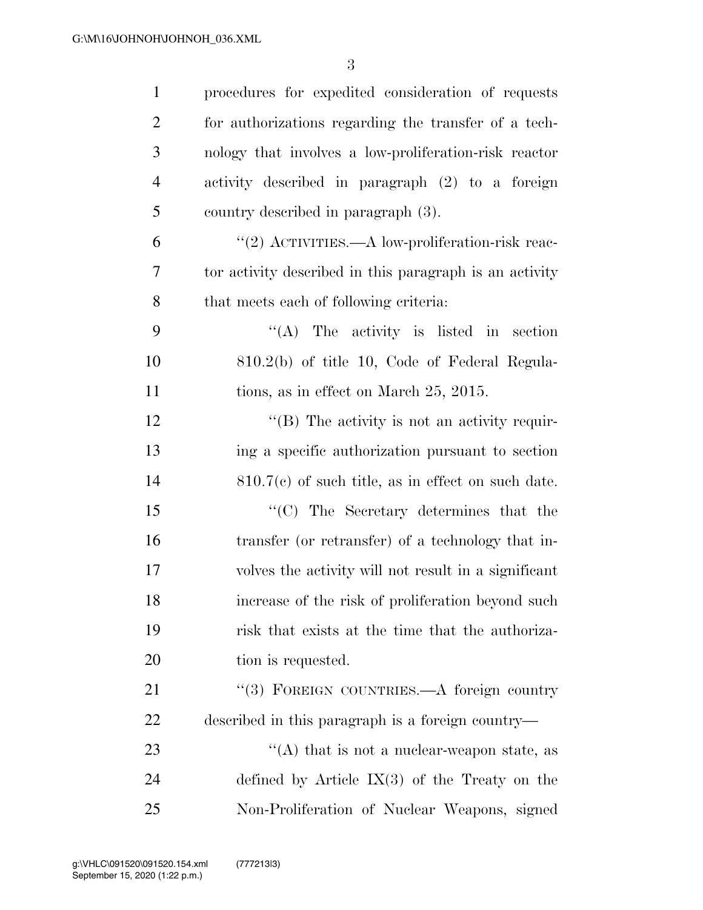procedures for expedited consideration of requests for authorizations regarding the transfer of a technology that involves a low-proliferation-risk reactor activity described in paragraph (2) to a foreign country described in paragraph (3).

"(2) ACTIVITIES.—A low-proliferation-risk reactor activity described in this paragraph is an activity that meets each of following criteria:

"(A) The activity is listed in section 810.2(b) of title 10, Code of Federal Regulations, as in effect on March 25, 2015.

"(B) The activity is not an activity requiring a specific authorization pursuant to section 810.7(c) of such title, as in effect on such date.

"(C) The Secretary determines that the transfer (or retransfer) of a technology that involves the activity will not result in a significant increase of the risk of proliferation beyond such risk that exists at the time that the authorization is requested.

"(3) FOREIGN COUNTRIES.—A foreign country described in this paragraph is a foreign country—

"(A) that is not a nuclear-weapon state, as defined by Article IX(3) of the Treaty on the Non-Proliferation of Nuclear Weapons, signed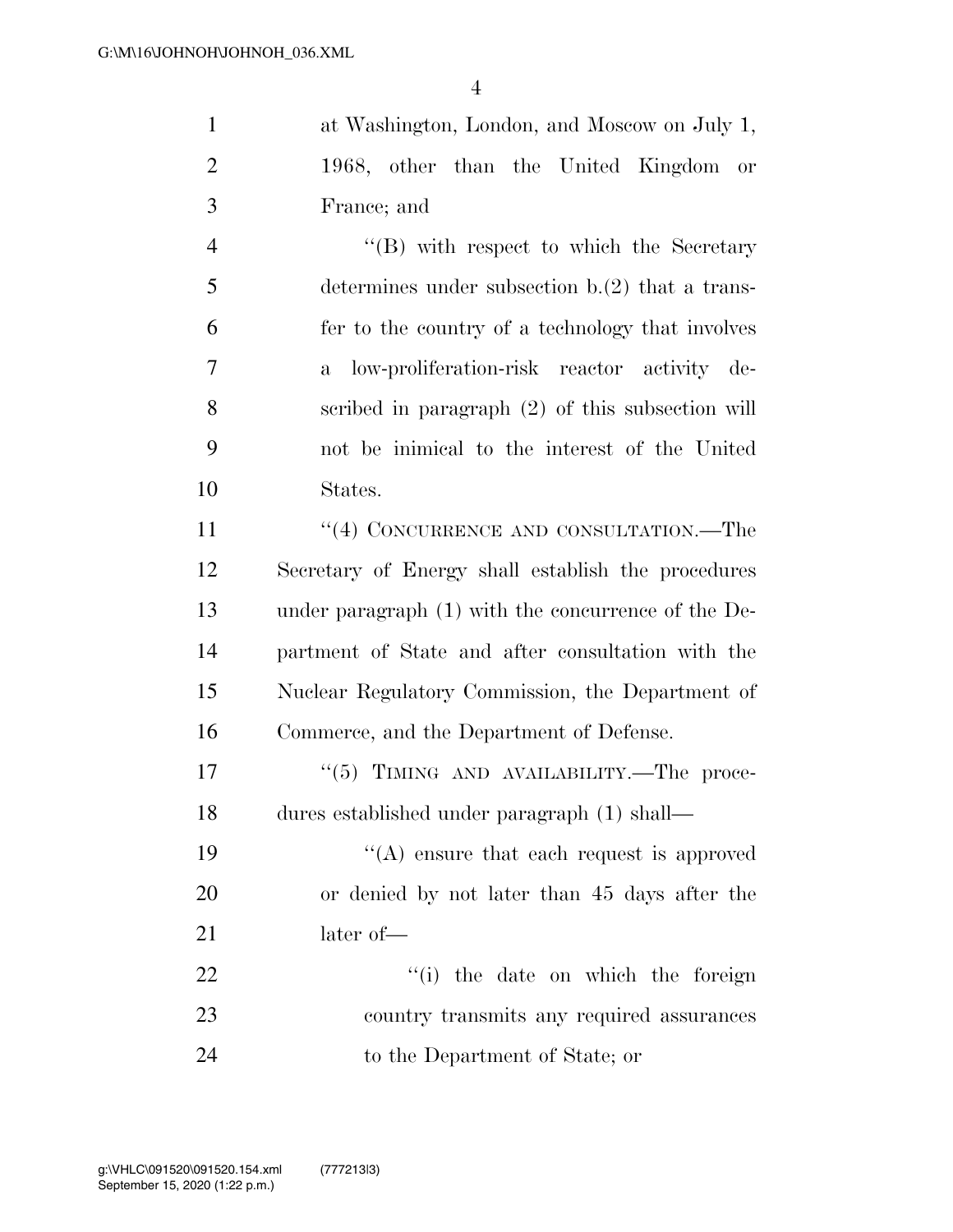at Washington, London, and Moscow on July 1, 1968, other than the United Kingdom or France; and

''(B) with respect to which the Secretary determines under subsection b.(2) that a transfer to the country of a technology that involves a low-proliferation-risk reactor activity described in paragraph (2) of this subsection will not be inimical to the interest of the United States.

''(4) CONCURRENCE AND CONSULTATION.—The Secretary of Energy shall establish the procedures under paragraph (1) with the concurrence of the Department of State and after consultation with the Nuclear Regulatory Commission, the Department of Commerce, and the Department of Defense.

''(5) TIMING AND AVAILABILITY.—The procedures established under paragraph (1) shall—

''(A) ensure that each request is approved or denied by not later than 45 days after the later of—

''(i) the date on which the foreign country transmits any required assurances to the Department of State; or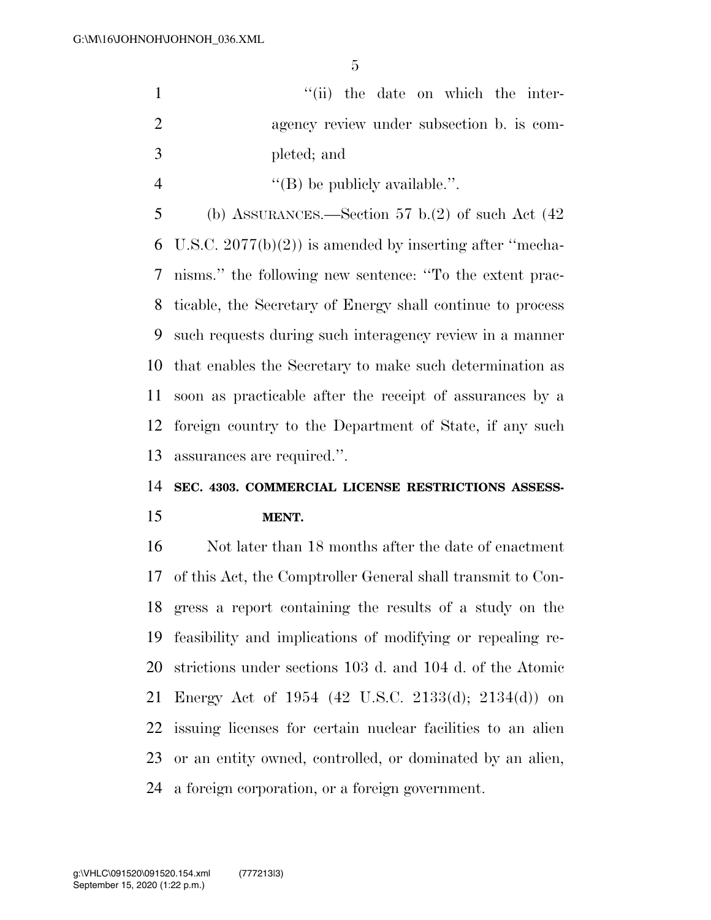"(ii) the date on which the interagency review under subsection b. is completed; and

"(B) be publicly available.".

(b) ASSURANCES.—Section 57 b.(2) of such Act (42 U.S.C. 2077(b)(2)) is amended by inserting after "mechanisms." the following new sentence: "To the extent practicable, the Secretary of Energy shall continue to process such requests during such interagency review in a manner that enables the Secretary to make such determination as soon as practicable after the receipt of assurances by a foreign country to the Department of State, if any such assurances are required.".

**SEC. 4303. COMMERCIAL LICENSE RESTRICTIONS ASSESSMENT.**

Not later than 18 months after the date of enactment of this Act, the Comptroller General shall transmit to Congress a report containing the results of a study on the feasibility and implications of modifying or repealing restrictions under sections 103 d. and 104 d. of the Atomic Energy Act of 1954 (42 U.S.C. 2133(d); 2134(d)) on issuing licenses for certain nuclear facilities to an alien or an entity owned, controlled, or dominated by an alien, a foreign corporation, or a foreign government.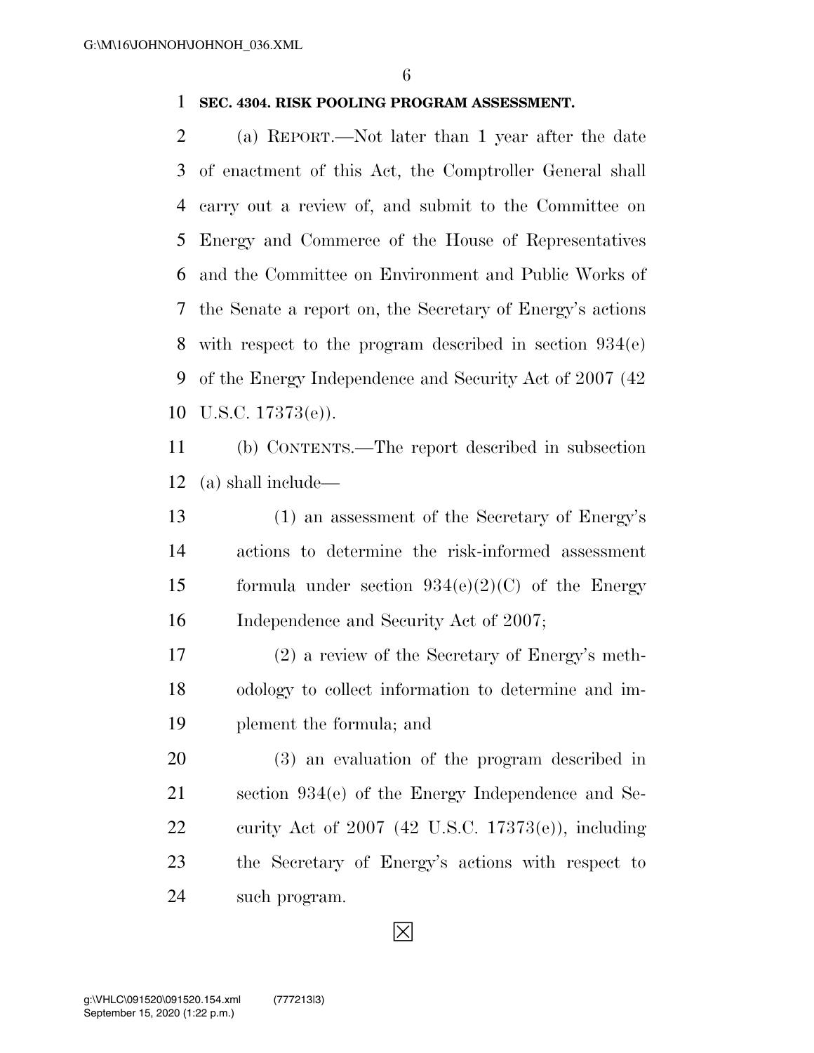**SEC. 4304. RISK POOLING PROGRAM ASSESSMENT.**

(a) REPORT.—Not later than 1 year after the date of enactment of this Act, the Comptroller General shall carry out a review of, and submit to the Committee on Energy and Commerce of the House of Representatives and the Committee on Environment and Public Works of the Senate a report on, the Secretary of Energy's actions with respect to the program described in section 934(e) of the Energy Independence and Security Act of 2007 (42 U.S.C. 17373(e)).

(b) CONTENTS.—The report described in subsection (a) shall include—

(1) an assessment of the Secretary of Energy's actions to determine the risk-informed assessment formula under section 934(e)(2)(C) of the Energy Independence and Security Act of 2007;

(2) a review of the Secretary of Energy's methodology to collect information to determine and implement the formula; and

(3) an evaluation of the program described in section 934(e) of the Energy Independence and Security Act of 2007 (42 U.S.C. 17373(e)), including the Secretary of Energy's actions with respect to such program.